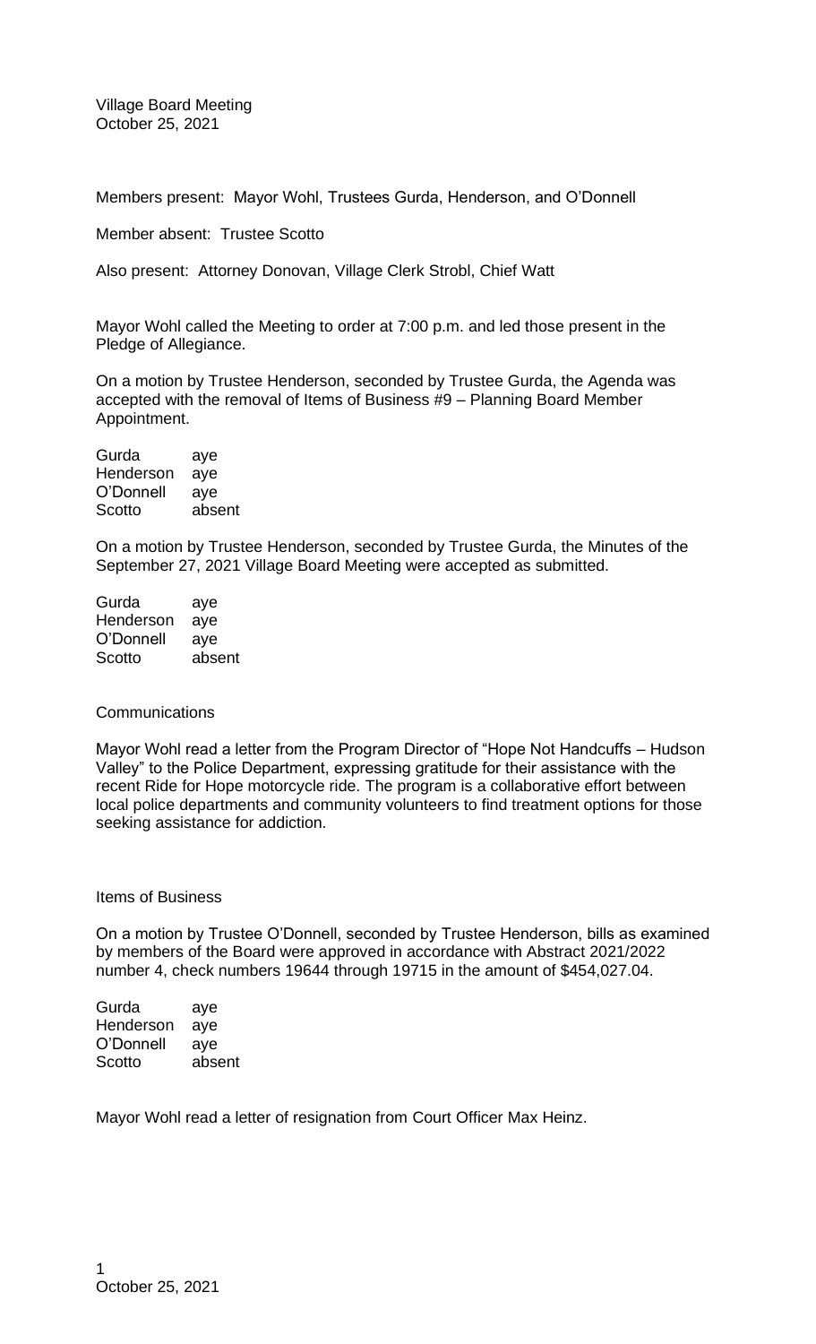Village Board Meeting
October 25, 2021

Members present: Mayor Wohl, Trustees Gurda, Henderson, and O'Donnell

Member absent: Trustee Scotto

Also present: Attorney Donovan, Village Clerk Strobl, Chief Watt

Mayor Wohl called the Meeting to order at 7:00 p.m. and led those present in the Pledge of Allegiance.

On a motion by Trustee Henderson, seconded by Trustee Gurda, the Agenda was accepted with the removal of Items of Business #9 – Planning Board Member Appointment.

| | |
|---|---|
| Gurda | aye |
| Henderson | aye |
| O'Donnell | aye |
| Scotto | absent |

On a motion by Trustee Henderson, seconded by Trustee Gurda, the Minutes of the September 27, 2021 Village Board Meeting were accepted as submitted.

| | |
|---|---|
| Gurda | aye |
| Henderson | aye |
| O'Donnell | aye |
| Scotto | absent |

Communications

Mayor Wohl read a letter from the Program Director of "Hope Not Handcuffs – Hudson Valley" to the Police Department, expressing gratitude for their assistance with the recent Ride for Hope motorcycle ride. The program is a collaborative effort between local police departments and community volunteers to find treatment options for those seeking assistance for addiction.

Items of Business

On a motion by Trustee O'Donnell, seconded by Trustee Henderson, bills as examined by members of the Board were approved in accordance with Abstract 2021/2022 number 4, check numbers 19644 through 19715 in the amount of $454,027.04.

| | |
|---|---|
| Gurda | aye |
| Henderson | aye |
| O'Donnell | aye |
| Scotto | absent |

Mayor Wohl read a letter of resignation from Court Officer Max Heinz.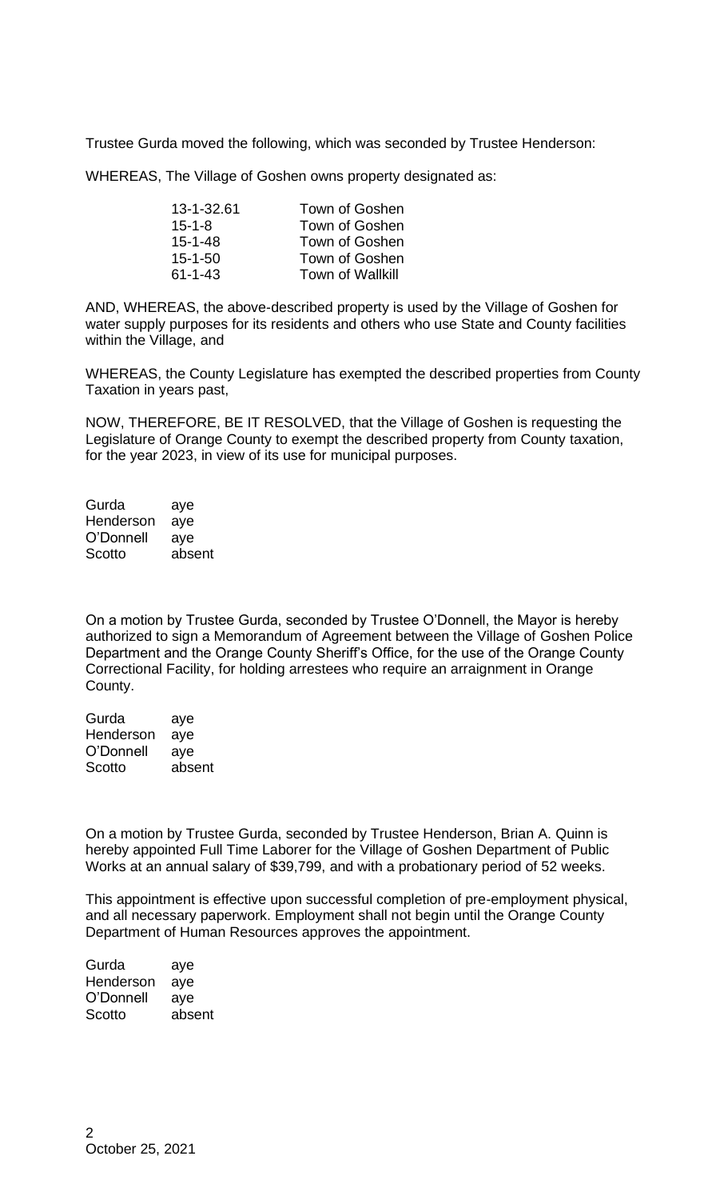Trustee Gurda moved the following, which was seconded by Trustee Henderson:

WHEREAS, The Village of Goshen owns property designated as:

| | |
|---|---|
| 13-1-32.61 | Town of Goshen |
| 15-1-8 | Town of Goshen |
| 15-1-48 | Town of Goshen |
| 15-1-50 | Town of Goshen |
| 61-1-43 | Town of Wallkill |

AND, WHEREAS, the above-described property is used by the Village of Goshen for water supply purposes for its residents and others who use State and County facilities within the Village, and

WHEREAS, the County Legislature has exempted the described properties from County Taxation in years past,

NOW, THEREFORE, BE IT RESOLVED, that the Village of Goshen is requesting the Legislature of Orange County to exempt the described property from County taxation, for the year 2023, in view of its use for municipal purposes.

| | |
|---|---|
| Gurda | aye |
| Henderson | aye |
| O'Donnell | aye |
| Scotto | absent |

On a motion by Trustee Gurda, seconded by Trustee O'Donnell, the Mayor is hereby authorized to sign a Memorandum of Agreement between the Village of Goshen Police Department and the Orange County Sheriff's Office, for the use of the Orange County Correctional Facility, for holding arrestees who require an arraignment in Orange County.

| | |
|---|---|
| Gurda | aye |
| Henderson | aye |
| O'Donnell | aye |
| Scotto | absent |

On a motion by Trustee Gurda, seconded by Trustee Henderson, Brian A. Quinn is hereby appointed Full Time Laborer for the Village of Goshen Department of Public Works at an annual salary of $39,799, and with a probationary period of 52 weeks.

This appointment is effective upon successful completion of pre-employment physical, and all necessary paperwork. Employment shall not begin until the Orange County Department of Human Resources approves the appointment.

| | |
|---|---|
| Gurda | aye |
| Henderson | aye |
| O'Donnell | aye |
| Scotto | absent |

October 25, 2021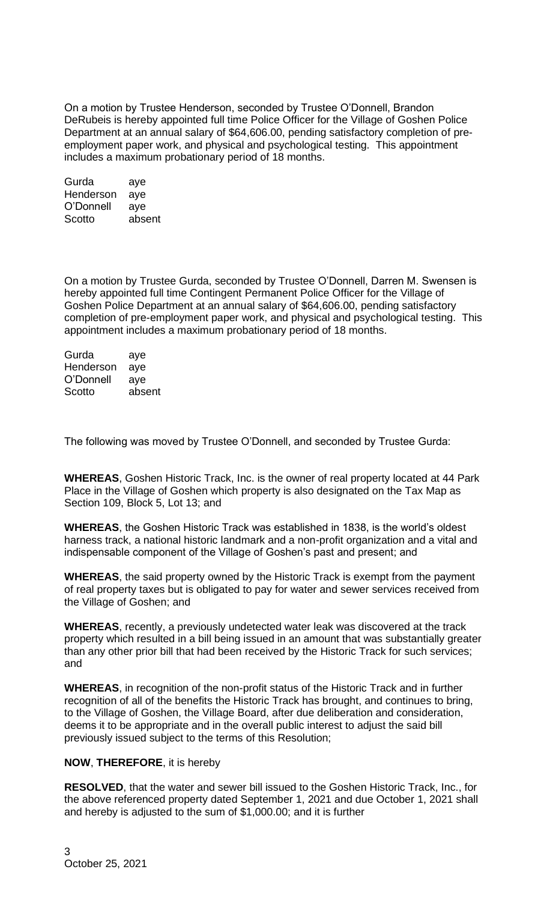On a motion by Trustee Henderson, seconded by Trustee O'Donnell, Brandon DeRubeis is hereby appointed full time Police Officer for the Village of Goshen Police Department at an annual salary of $64,606.00, pending satisfactory completion of pre-employment paper work, and physical and psychological testing. This appointment includes a maximum probationary period of 18 months.

| | |
|---|---|
| Gurda | aye |
| Henderson | aye |
| O'Donnell | aye |
| Scotto | absent |

On a motion by Trustee Gurda, seconded by Trustee O'Donnell, Darren M. Swensen is hereby appointed full time Contingent Permanent Police Officer for the Village of Goshen Police Department at an annual salary of $64,606.00, pending satisfactory completion of pre-employment paper work, and physical and psychological testing. This appointment includes a maximum probationary period of 18 months.

| | |
|---|---|
| Gurda | aye |
| Henderson | aye |
| O'Donnell | aye |
| Scotto | absent |

The following was moved by Trustee O'Donnell, and seconded by Trustee Gurda:

**WHEREAS**, Goshen Historic Track, Inc. is the owner of real property located at 44 Park Place in the Village of Goshen which property is also designated on the Tax Map as Section 109, Block 5, Lot 13; and

**WHEREAS**, the Goshen Historic Track was established in 1838, is the world's oldest harness track, a national historic landmark and a non-profit organization and a vital and indispensable component of the Village of Goshen's past and present; and

**WHEREAS**, the said property owned by the Historic Track is exempt from the payment of real property taxes but is obligated to pay for water and sewer services received from the Village of Goshen; and

**WHEREAS**, recently, a previously undetected water leak was discovered at the track property which resulted in a bill being issued in an amount that was substantially greater than any other prior bill that had been received by the Historic Track for such services; and

**WHEREAS**, in recognition of the non-profit status of the Historic Track and in further recognition of all of the benefits the Historic Track has brought, and continues to bring, to the Village of Goshen, the Village Board, after due deliberation and consideration, deems it to be appropriate and in the overall public interest to adjust the said bill previously issued subject to the terms of this Resolution;

**NOW**, **THEREFORE**, it is hereby

**RESOLVED**, that the water and sewer bill issued to the Goshen Historic Track, Inc., for the above referenced property dated September 1, 2021 and due October 1, 2021 shall and hereby is adjusted to the sum of $1,000.00; and it is further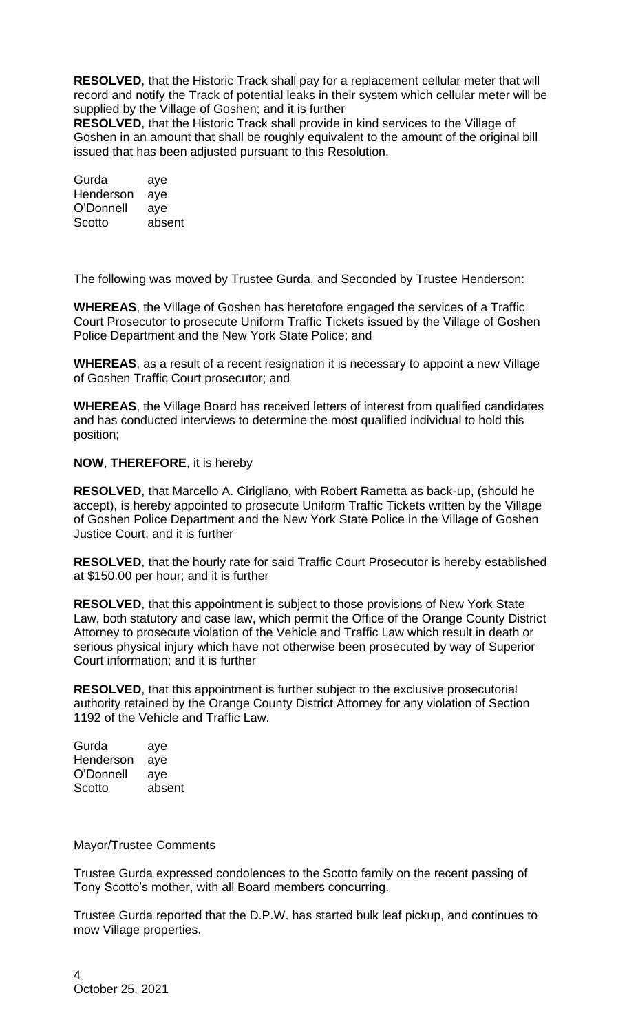**RESOLVED**, that the Historic Track shall pay for a replacement cellular meter that will record and notify the Track of potential leaks in their system which cellular meter will be supplied by the Village of Goshen; and it is further

**RESOLVED**, that the Historic Track shall provide in kind services to the Village of Goshen in an amount that shall be roughly equivalent to the amount of the original bill issued that has been adjusted pursuant to this Resolution.

Gurda aye
Henderson aye
O'Donnell aye
Scotto absent

The following was moved by Trustee Gurda, and Seconded by Trustee Henderson:

**WHEREAS**, the Village of Goshen has heretofore engaged the services of a Traffic Court Prosecutor to prosecute Uniform Traffic Tickets issued by the Village of Goshen Police Department and the New York State Police; and

**WHEREAS**, as a result of a recent resignation it is necessary to appoint a new Village of Goshen Traffic Court prosecutor; and

**WHEREAS**, the Village Board has received letters of interest from qualified candidates and has conducted interviews to determine the most qualified individual to hold this position;

**NOW**, **THEREFORE**, it is hereby

**RESOLVED**, that Marcello A. Cirigliano, with Robert Rametta as back-up, (should he accept), is hereby appointed to prosecute Uniform Traffic Tickets written by the Village of Goshen Police Department and the New York State Police in the Village of Goshen Justice Court; and it is further

**RESOLVED**, that the hourly rate for said Traffic Court Prosecutor is hereby established at $150.00 per hour; and it is further

**RESOLVED**, that this appointment is subject to those provisions of New York State Law, both statutory and case law, which permit the Office of the Orange County District Attorney to prosecute violation of the Vehicle and Traffic Law which result in death or serious physical injury which have not otherwise been prosecuted by way of Superior Court information; and it is further

**RESOLVED**, that this appointment is further subject to the exclusive prosecutorial authority retained by the Orange County District Attorney for any violation of Section 1192 of the Vehicle and Traffic Law.

Gurda aye
Henderson aye
O'Donnell aye
Scotto absent

Mayor/Trustee Comments

Trustee Gurda expressed condolences to the Scotto family on the recent passing of Tony Scotto's mother, with all Board members concurring.

Trustee Gurda reported that the D.P.W. has started bulk leaf pickup, and continues to mow Village properties.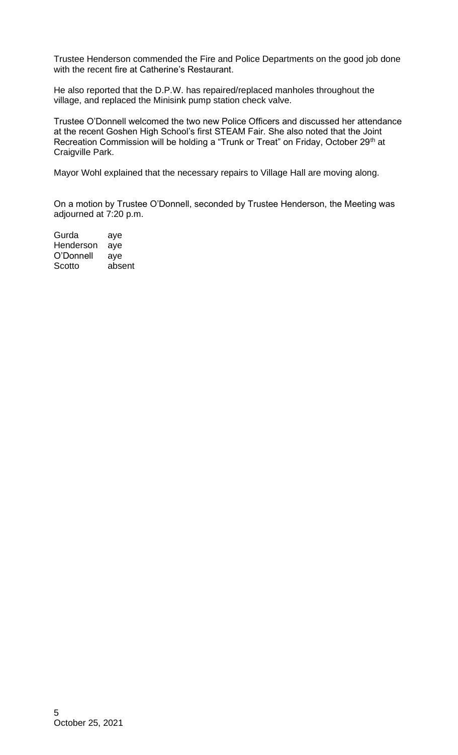Trustee Henderson commended the Fire and Police Departments on the good job done with the recent fire at Catherine's Restaurant.

He also reported that the D.P.W. has repaired/replaced manholes throughout the village, and replaced the Minisink pump station check valve.

Trustee O'Donnell welcomed the two new Police Officers and discussed her attendance at the recent Goshen High School's first STEAM Fair. She also noted that the Joint Recreation Commission will be holding a "Trunk or Treat" on Friday, October 29th at Craigville Park.

Mayor Wohl explained that the necessary repairs to Village Hall are moving along.

On a motion by Trustee O'Donnell, seconded by Trustee Henderson, the Meeting was adjourned at 7:20 p.m.

| | |
|---|---|
| Gurda | aye |
| Henderson | aye |
| O'Donnell | aye |
| Scotto | absent |

October 25, 2021